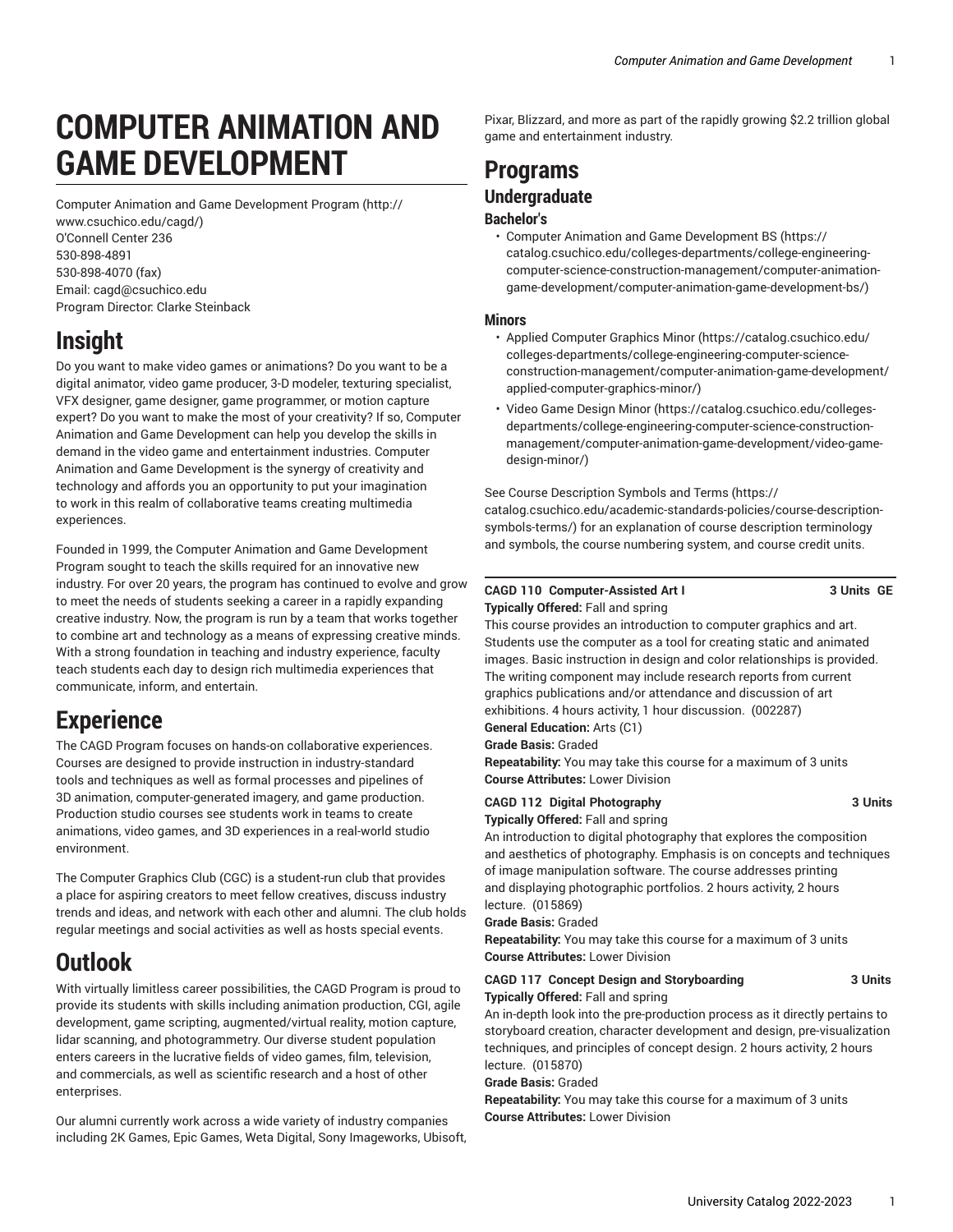# COMPUTER ANIMATION AND GAME DEVELOPMENT

Computer Animation and Game Development Program (http://www.csuchico.edu/cagd/)
O'Connell Center 236
530-898-4891
530-898-4070 (fax)
Email: cagd@csuchico.edu
Program Director: Clarke Steinback

## Insight

Do you want to make video games or animations? Do you want to be a digital animator, video game producer, 3-D modeler, texturing specialist, VFX designer, game designer, game programmer, or motion capture expert? Do you want to make the most of your creativity? If so, Computer Animation and Game Development can help you develop the skills in demand in the video game and entertainment industries. Computer Animation and Game Development is the synergy of creativity and technology and affords you an opportunity to put your imagination to work in this realm of collaborative teams creating multimedia experiences.

Founded in 1999, the Computer Animation and Game Development Program sought to teach the skills required for an innovative new industry. For over 20 years, the program has continued to evolve and grow to meet the needs of students seeking a career in a rapidly expanding creative industry. Now, the program is run by a team that works together to combine art and technology as a means of expressing creative minds. With a strong foundation in teaching and industry experience, faculty teach students each day to design rich multimedia experiences that communicate, inform, and entertain.

## Experience

The CAGD Program focuses on hands-on collaborative experiences. Courses are designed to provide instruction in industry-standard tools and techniques as well as formal processes and pipelines of 3D animation, computer-generated imagery, and game production. Production studio courses see students work in teams to create animations, video games, and 3D experiences in a real-world studio environment.

The Computer Graphics Club (CGC) is a student-run club that provides a place for aspiring creators to meet fellow creatives, discuss industry trends and ideas, and network with each other and alumni. The club holds regular meetings and social activities as well as hosts special events.

## Outlook

With virtually limitless career possibilities, the CAGD Program is proud to provide its students with skills including animation production, CGI, agile development, game scripting, augmented/virtual reality, motion capture, lidar scanning, and photogrammetry. Our diverse student population enters careers in the lucrative fields of video games, film, television, and commercials, as well as scientific research and a host of other enterprises.

Our alumni currently work across a wide variety of industry companies including 2K Games, Epic Games, Weta Digital, Sony Imageworks, Ubisoft, Pixar, Blizzard, and more as part of the rapidly growing $2.2 trillion global game and entertainment industry.

# Programs

## Undergraduate

### Bachelor's

- Computer Animation and Game Development BS (https://catalog.csuchico.edu/colleges-departments/college-engineering-computer-science-construction-management/computer-animation-game-development/computer-animation-game-development-bs/)

### Minors

- Applied Computer Graphics Minor (https://catalog.csuchico.edu/colleges-departments/college-engineering-computer-science-construction-management/computer-animation-game-development/applied-computer-graphics-minor/)
- Video Game Design Minor (https://catalog.csuchico.edu/colleges-departments/college-engineering-computer-science-construction-management/computer-animation-game-development/video-game-design-minor/)

See Course Description Symbols and Terms (https://catalog.csuchico.edu/academic-standards-policies/course-description-symbols-terms/) for an explanation of course description terminology and symbols, the course numbering system, and course credit units.

---

**CAGD 110 Computer-Assisted Art I** **3 Units GE**

**Typically Offered:** Fall and spring

This course provides an introduction to computer graphics and art. Students use the computer as a tool for creating static and animated images. Basic instruction in design and color relationships is provided. The writing component may include research reports from current graphics publications and/or attendance and discussion of art exhibitions. 4 hours activity, 1 hour discussion. (002287)

**General Education:** Arts (C1)

**Grade Basis:** Graded

**Repeatability:** You may take this course for a maximum of 3 units

**Course Attributes:** Lower Division

**CAGD 112 Digital Photography** **3 Units**

**Typically Offered:** Fall and spring

An introduction to digital photography that explores the composition and aesthetics of photography. Emphasis is on concepts and techniques of image manipulation software. The course addresses printing and displaying photographic portfolios. 2 hours activity, 2 hours lecture. (015869)

**Grade Basis:** Graded

**Repeatability:** You may take this course for a maximum of 3 units

**Course Attributes:** Lower Division

**CAGD 117 Concept Design and Storyboarding** **3 Units**

**Typically Offered:** Fall and spring

An in-depth look into the pre-production process as it directly pertains to storyboard creation, character development and design, pre-visualization techniques, and principles of concept design. 2 hours activity, 2 hours lecture. (015870)

**Grade Basis:** Graded

**Repeatability:** You may take this course for a maximum of 3 units

**Course Attributes:** Lower Division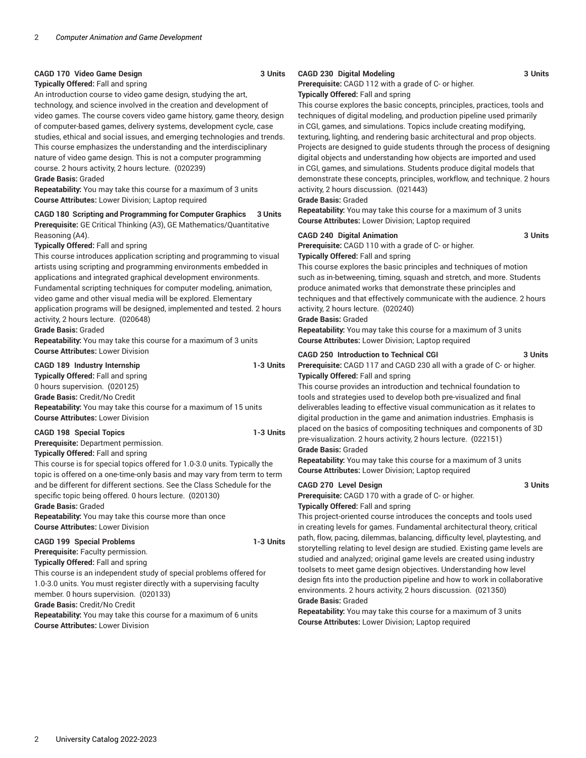**CAGD 170 Video Game Design 3 Units**

**Typically Offered:** Fall and spring

An introduction course to video game design, studying the art, technology, and science involved in the creation and development of video games. The course covers video game history, game theory, design of computer-based games, delivery systems, development cycle, case studies, ethical and social issues, and emerging technologies and trends. This course emphasizes the understanding and the interdisciplinary nature of video game design. This is not a computer programming course. 2 hours activity, 2 hours lecture. (020239)

**Grade Basis:** Graded

**Repeatability:** You may take this course for a maximum of 3 units

**Course Attributes:** Lower Division; Laptop required

**CAGD 180 Scripting and Programming for Computer Graphics 3 Units**

**Prerequisite:** GE Critical Thinking (A3), GE Mathematics/Quantitative Reasoning (A4).

**Typically Offered:** Fall and spring

This course introduces application scripting and programming to visual artists using scripting and programming environments embedded in applications and integrated graphical development environments. Fundamental scripting techniques for computer modeling, animation, video game and other visual media will be explored. Elementary application programs will be designed, implemented and tested. 2 hours activity, 2 hours lecture. (020648)

**Grade Basis:** Graded

**Repeatability:** You may take this course for a maximum of 3 units

**Course Attributes:** Lower Division

**CAGD 189 Industry Internship 1-3 Units**

**Typically Offered:** Fall and spring

0 hours supervision. (020125)

**Grade Basis:** Credit/No Credit

**Repeatability:** You may take this course for a maximum of 15 units

**Course Attributes:** Lower Division

**CAGD 198 Special Topics 1-3 Units**

**Prerequisite:** Department permission.

**Typically Offered:** Fall and spring

This course is for special topics offered for 1.0-3.0 units. Typically the topic is offered on a one-time-only basis and may vary from term to term and be different for different sections. See the Class Schedule for the specific topic being offered. 0 hours lecture. (020130)

**Grade Basis:** Graded

**Repeatability:** You may take this course more than once

**Course Attributes:** Lower Division

**CAGD 199 Special Problems 1-3 Units**

**Prerequisite:** Faculty permission.

**Typically Offered:** Fall and spring

This course is an independent study of special problems offered for 1.0-3.0 units. You must register directly with a supervising faculty member. 0 hours supervision. (020133)

**Grade Basis:** Credit/No Credit

**Repeatability:** You may take this course for a maximum of 6 units

**Course Attributes:** Lower Division

**CAGD 230 Digital Modeling 3 Units**

**Prerequisite:** CAGD 112 with a grade of C- or higher.

**Typically Offered:** Fall and spring

This course explores the basic concepts, principles, practices, tools and techniques of digital modeling, and production pipeline used primarily in CGI, games, and simulations. Topics include creating modifying, texturing, lighting, and rendering basic architectural and prop objects. Projects are designed to guide students through the process of designing digital objects and understanding how objects are imported and used in CGI, games, and simulations. Students produce digital models that demonstrate these concepts, principles, workflow, and technique. 2 hours activity, 2 hours discussion. (021443)

**Grade Basis:** Graded

**Repeatability:** You may take this course for a maximum of 3 units

**Course Attributes:** Lower Division; Laptop required

**CAGD 240 Digital Animation 3 Units**

**Prerequisite:** CAGD 110 with a grade of C- or higher.

**Typically Offered:** Fall and spring

This course explores the basic principles and techniques of motion such as in-betweening, timing, squash and stretch, and more. Students produce animated works that demonstrate these principles and techniques and that effectively communicate with the audience. 2 hours activity, 2 hours lecture. (020240)

**Grade Basis:** Graded

**Repeatability:** You may take this course for a maximum of 3 units

**Course Attributes:** Lower Division; Laptop required

**CAGD 250 Introduction to Technical CGI 3 Units**

**Prerequisite:** CAGD 117 and CAGD 230 all with a grade of C- or higher.

**Typically Offered:** Fall and spring

This course provides an introduction and technical foundation to tools and strategies used to develop both pre-visualized and final deliverables leading to effective visual communication as it relates to digital production in the game and animation industries. Emphasis is placed on the basics of compositing techniques and components of 3D pre-visualization. 2 hours activity, 2 hours lecture. (022151)

**Grade Basis:** Graded

**Repeatability:** You may take this course for a maximum of 3 units

**Course Attributes:** Lower Division; Laptop required

**CAGD 270 Level Design 3 Units**

**Prerequisite:** CAGD 170 with a grade of C- or higher.

**Typically Offered:** Fall and spring

This project-oriented course introduces the concepts and tools used in creating levels for games. Fundamental architectural theory, critical path, flow, pacing, dilemmas, balancing, difficulty level, playtesting, and storytelling relating to level design are studied. Existing game levels are studied and analyzed; original game levels are created using industry toolsets to meet game design objectives. Understanding how level design fits into the production pipeline and how to work in collaborative environments. 2 hours activity, 2 hours discussion. (021350)

**Grade Basis:** Graded

**Repeatability:** You may take this course for a maximum of 3 units

**Course Attributes:** Lower Division; Laptop required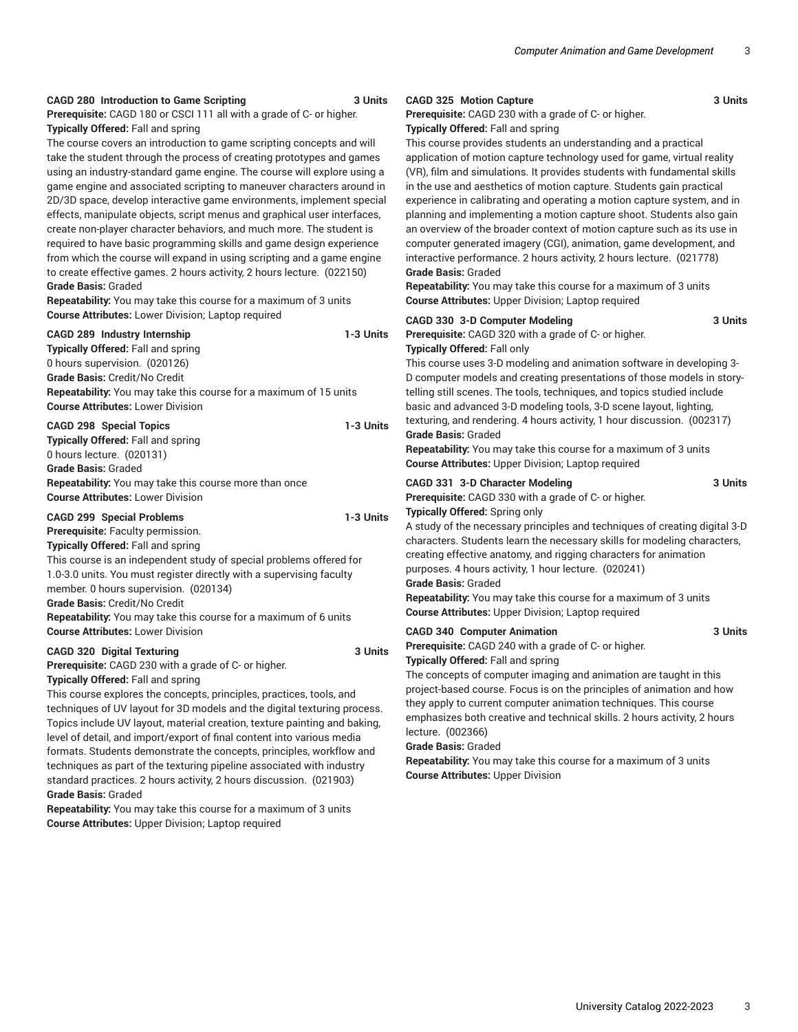**CAGD 280 Introduction to Game Scripting 3 Units**

**Prerequisite:** CAGD 180 or CSCI 111 all with a grade of C- or higher.

**Typically Offered:** Fall and spring

The course covers an introduction to game scripting concepts and will take the student through the process of creating prototypes and games using an industry-standard game engine. The course will explore using a game engine and associated scripting to maneuver characters around in 2D/3D space, develop interactive game environments, implement special effects, manipulate objects, script menus and graphical user interfaces, create non-player character behaviors, and much more. The student is required to have basic programming skills and game design experience from which the course will expand in using scripting and a game engine to create effective games. 2 hours activity, 2 hours lecture. (022150)

**Grade Basis:** Graded

**Repeatability:** You may take this course for a maximum of 3 units

**Course Attributes:** Lower Division; Laptop required

**CAGD 289 Industry Internship 1-3 Units**

**Typically Offered:** Fall and spring

0 hours supervision. (020126)

**Grade Basis:** Credit/No Credit

**Repeatability:** You may take this course for a maximum of 15 units

**Course Attributes:** Lower Division

**CAGD 298 Special Topics 1-3 Units**

**Typically Offered:** Fall and spring

0 hours lecture. (020131)

**Grade Basis:** Graded

**Repeatability:** You may take this course more than once

**Course Attributes:** Lower Division

**CAGD 299 Special Problems 1-3 Units**

**Prerequisite:** Faculty permission.

**Typically Offered:** Fall and spring

This course is an independent study of special problems offered for 1.0-3.0 units. You must register directly with a supervising faculty member. 0 hours supervision. (020134)

**Grade Basis:** Credit/No Credit

**Repeatability:** You may take this course for a maximum of 6 units

**Course Attributes:** Lower Division

**CAGD 320 Digital Texturing 3 Units**

**Prerequisite:** CAGD 230 with a grade of C- or higher.

**Typically Offered:** Fall and spring

This course explores the concepts, principles, practices, tools, and techniques of UV layout for 3D models and the digital texturing process. Topics include UV layout, material creation, texture painting and baking, level of detail, and import/export of final content into various media formats. Students demonstrate the concepts, principles, workflow and techniques as part of the texturing pipeline associated with industry standard practices. 2 hours activity, 2 hours discussion. (021903)

**Grade Basis:** Graded

**Repeatability:** You may take this course for a maximum of 3 units

**Course Attributes:** Upper Division; Laptop required

**CAGD 325 Motion Capture 3 Units**

**Prerequisite:** CAGD 230 with a grade of C- or higher.

**Typically Offered:** Fall and spring

This course provides students an understanding and a practical application of motion capture technology used for game, virtual reality (VR), film and simulations. It provides students with fundamental skills in the use and aesthetics of motion capture. Students gain practical experience in calibrating and operating a motion capture system, and in planning and implementing a motion capture shoot. Students also gain an overview of the broader context of motion capture such as its use in computer generated imagery (CGI), animation, game development, and interactive performance. 2 hours activity, 2 hours lecture. (021778)

**Grade Basis:** Graded

**Repeatability:** You may take this course for a maximum of 3 units

**Course Attributes:** Upper Division; Laptop required

**CAGD 330 3-D Computer Modeling 3 Units**

**Prerequisite:** CAGD 320 with a grade of C- or higher.

**Typically Offered:** Fall only

This course uses 3-D modeling and animation software in developing 3-D computer models and creating presentations of those models in story-telling still scenes. The tools, techniques, and topics studied include basic and advanced 3-D modeling tools, 3-D scene layout, lighting, texturing, and rendering. 4 hours activity, 1 hour discussion. (002317)

**Grade Basis:** Graded

**Repeatability:** You may take this course for a maximum of 3 units

**Course Attributes:** Upper Division; Laptop required

**CAGD 331 3-D Character Modeling 3 Units**

**Prerequisite:** CAGD 330 with a grade of C- or higher.

**Typically Offered:** Spring only

A study of the necessary principles and techniques of creating digital 3-D characters. Students learn the necessary skills for modeling characters, creating effective anatomy, and rigging characters for animation purposes. 4 hours activity, 1 hour lecture. (020241)

**Grade Basis:** Graded

**Repeatability:** You may take this course for a maximum of 3 units

**Course Attributes:** Upper Division; Laptop required

**CAGD 340 Computer Animation 3 Units**

**Prerequisite:** CAGD 240 with a grade of C- or higher.

**Typically Offered:** Fall and spring

The concepts of computer imaging and animation are taught in this project-based course. Focus is on the principles of animation and how they apply to current computer animation techniques. This course emphasizes both creative and technical skills. 2 hours activity, 2 hours lecture. (002366)

**Grade Basis:** Graded

**Repeatability:** You may take this course for a maximum of 3 units

**Course Attributes:** Upper Division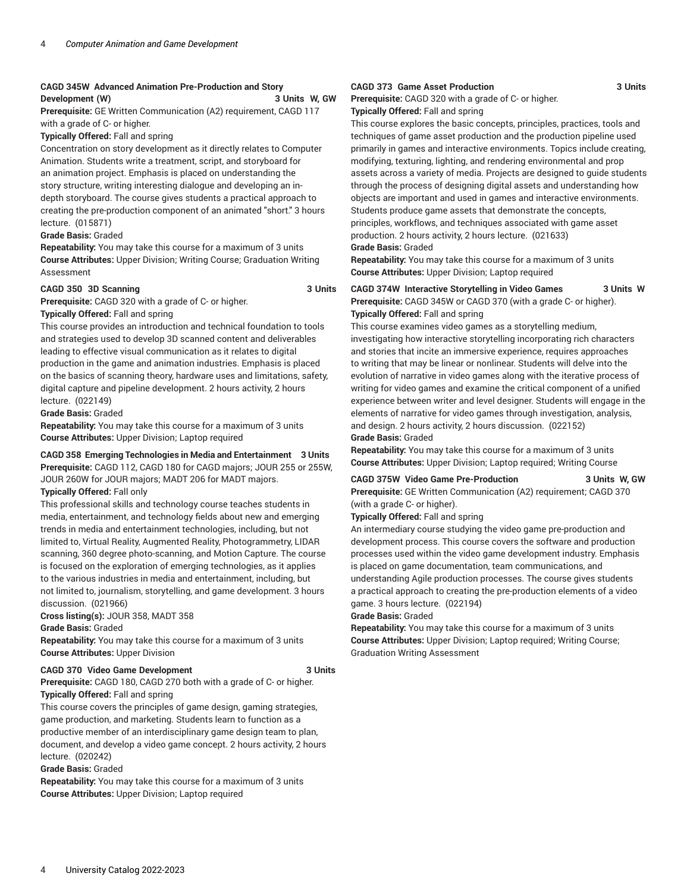**CAGD 345W Advanced Animation Pre-Production and Story Development (W)** 3 Units W, GW

**Prerequisite:** GE Written Communication (A2) requirement, CAGD 117 with a grade of C- or higher.

**Typically Offered:** Fall and spring

Concentration on story development as it directly relates to Computer Animation. Students write a treatment, script, and storyboard for an animation project. Emphasis is placed on understanding the story structure, writing interesting dialogue and developing an in-depth storyboard. The course gives students a practical approach to creating the pre-production component of an animated "short." 3 hours lecture. (015871)

**Grade Basis:** Graded

**Repeatability:** You may take this course for a maximum of 3 units

**Course Attributes:** Upper Division; Writing Course; Graduation Writing Assessment

**CAGD 350 3D Scanning** 3 Units

**Prerequisite:** CAGD 320 with a grade of C- or higher.

**Typically Offered:** Fall and spring

This course provides an introduction and technical foundation to tools and strategies used to develop 3D scanned content and deliverables leading to effective visual communication as it relates to digital production in the game and animation industries. Emphasis is placed on the basics of scanning theory, hardware uses and limitations, safety, digital capture and pipeline development. 2 hours activity, 2 hours lecture. (022149)

**Grade Basis:** Graded

**Repeatability:** You may take this course for a maximum of 3 units

**Course Attributes:** Upper Division; Laptop required

**CAGD 358 Emerging Technologies in Media and Entertainment** 3 Units

**Prerequisite:** CAGD 112, CAGD 180 for CAGD majors; JOUR 255 or 255W, JOUR 260W for JOUR majors; MADT 206 for MADT majors.

**Typically Offered:** Fall only

This professional skills and technology course teaches students in media, entertainment, and technology fields about new and emerging trends in media and entertainment technologies, including, but not limited to, Virtual Reality, Augmented Reality, Photogrammetry, LIDAR scanning, 360 degree photo-scanning, and Motion Capture. The course is focused on the exploration of emerging technologies, as it applies to the various industries in media and entertainment, including, but not limited to, journalism, storytelling, and game development. 3 hours discussion. (021966)

**Cross listing(s):** JOUR 358, MADT 358

**Grade Basis:** Graded

**Repeatability:** You may take this course for a maximum of 3 units

**Course Attributes:** Upper Division

**CAGD 370 Video Game Development** 3 Units

**Prerequisite:** CAGD 180, CAGD 270 both with a grade of C- or higher.

**Typically Offered:** Fall and spring

This course covers the principles of game design, gaming strategies, game production, and marketing. Students learn to function as a productive member of an interdisciplinary game design team to plan, document, and develop a video game concept. 2 hours activity, 2 hours lecture. (020242)

**Grade Basis:** Graded

**Repeatability:** You may take this course for a maximum of 3 units

**Course Attributes:** Upper Division; Laptop required

**CAGD 373 Game Asset Production** 3 Units

**Prerequisite:** CAGD 320 with a grade of C- or higher.

**Typically Offered:** Fall and spring

This course explores the basic concepts, principles, practices, tools and techniques of game asset production and the production pipeline used primarily in games and interactive environments. Topics include creating, modifying, texturing, lighting, and rendering environmental and prop assets across a variety of media. Projects are designed to guide students through the process of designing digital assets and understanding how objects are important and used in games and interactive environments. Students produce game assets that demonstrate the concepts, principles, workflows, and techniques associated with game asset production. 2 hours activity, 2 hours lecture. (021633)

**Grade Basis:** Graded

**Repeatability:** You may take this course for a maximum of 3 units

**Course Attributes:** Upper Division; Laptop required

**CAGD 374W Interactive Storytelling in Video Games** 3 Units W

**Prerequisite:** CAGD 345W or CAGD 370 (with a grade C- or higher).

**Typically Offered:** Fall and spring

This course examines video games as a storytelling medium, investigating how interactive storytelling incorporating rich characters and stories that incite an immersive experience, requires approaches to writing that may be linear or nonlinear. Students will delve into the evolution of narrative in video games along with the iterative process of writing for video games and examine the critical component of a unified experience between writer and level designer. Students will engage in the elements of narrative for video games through investigation, analysis, and design. 2 hours activity, 2 hours discussion. (022152)

**Grade Basis:** Graded

**Repeatability:** You may take this course for a maximum of 3 units

**Course Attributes:** Upper Division; Laptop required; Writing Course

**CAGD 375W Video Game Pre-Production** 3 Units W, GW

**Prerequisite:** GE Written Communication (A2) requirement; CAGD 370 (with a grade C- or higher).

**Typically Offered:** Fall and spring

An intermediary course studying the video game pre-production and development process. This course covers the software and production processes used within the video game development industry. Emphasis is placed on game documentation, team communications, and understanding Agile production processes. The course gives students a practical approach to creating the pre-production elements of a video game. 3 hours lecture. (022194)

**Grade Basis:** Graded

**Repeatability:** You may take this course for a maximum of 3 units

**Course Attributes:** Upper Division; Laptop required; Writing Course; Graduation Writing Assessment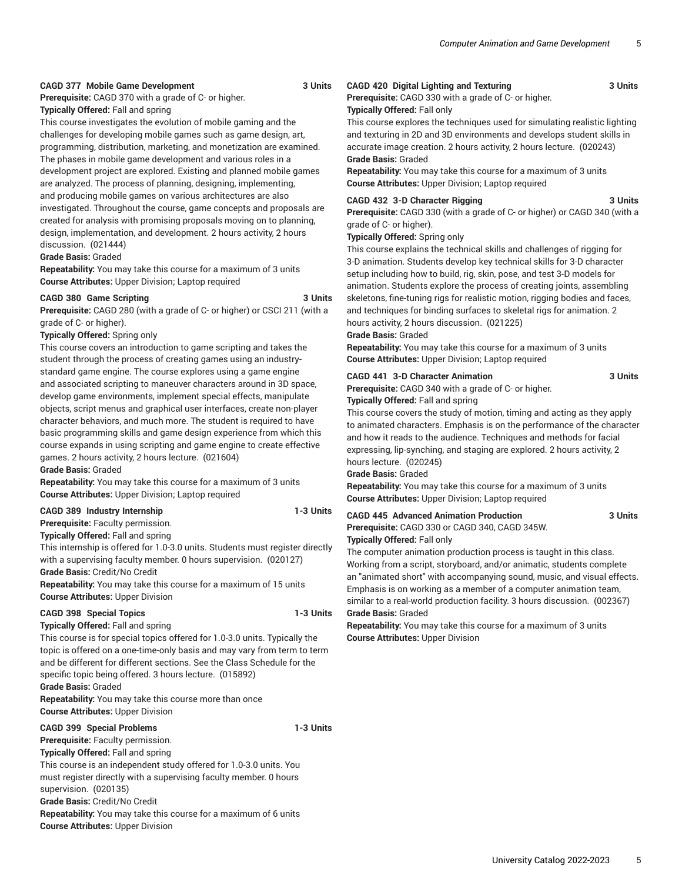**CAGD 377 Mobile Game Development 3 Units**

**Prerequisite:** CAGD 370 with a grade of C- or higher.

**Typically Offered:** Fall and spring

This course investigates the evolution of mobile gaming and the challenges for developing mobile games such as game design, art, programming, distribution, marketing, and monetization are examined. The phases in mobile game development and various roles in a development project are explored. Existing and planned mobile games are analyzed. The process of planning, designing, implementing, and producing mobile games on various architectures are also investigated. Throughout the course, game concepts and proposals are created for analysis with promising proposals moving on to planning, design, implementation, and development. 2 hours activity, 2 hours discussion. (021444)

**Grade Basis:** Graded

**Repeatability:** You may take this course for a maximum of 3 units

**Course Attributes:** Upper Division; Laptop required

**CAGD 380 Game Scripting 3 Units**

**Prerequisite:** CAGD 280 (with a grade of C- or higher) or CSCI 211 (with a grade of C- or higher).

**Typically Offered:** Spring only

This course covers an introduction to game scripting and takes the student through the process of creating games using an industry-standard game engine. The course explores using a game engine and associated scripting to maneuver characters around in 3D space, develop game environments, implement special effects, manipulate objects, script menus and graphical user interfaces, create non-player character behaviors, and much more. The student is required to have basic programming skills and game design experience from which this course expands in using scripting and game engine to create effective games. 2 hours activity, 2 hours lecture. (021604)

**Grade Basis:** Graded

**Repeatability:** You may take this course for a maximum of 3 units

**Course Attributes:** Upper Division; Laptop required

**CAGD 389 Industry Internship 1-3 Units**

**Prerequisite:** Faculty permission.

**Typically Offered:** Fall and spring

This internship is offered for 1.0-3.0 units. Students must register directly with a supervising faculty member. 0 hours supervision. (020127)

**Grade Basis:** Credit/No Credit

**Repeatability:** You may take this course for a maximum of 15 units

**Course Attributes:** Upper Division

**CAGD 398 Special Topics 1-3 Units**

**Typically Offered:** Fall and spring

This course is for special topics offered for 1.0-3.0 units. Typically the topic is offered on a one-time-only basis and may vary from term to term and be different for different sections. See the Class Schedule for the specific topic being offered. 3 hours lecture. (015892)

**Grade Basis:** Graded

**Repeatability:** You may take this course more than once

**Course Attributes:** Upper Division

**CAGD 399 Special Problems 1-3 Units**

**Prerequisite:** Faculty permission.

**Typically Offered:** Fall and spring

This course is an independent study offered for 1.0-3.0 units. You must register directly with a supervising faculty member. 0 hours supervision. (020135)

**Grade Basis:** Credit/No Credit

**Repeatability:** You may take this course for a maximum of 6 units

**Course Attributes:** Upper Division

**CAGD 420 Digital Lighting and Texturing 3 Units**

**Prerequisite:** CAGD 330 with a grade of C- or higher.

**Typically Offered:** Fall only

This course explores the techniques used for simulating realistic lighting and texturing in 2D and 3D environments and develops student skills in accurate image creation. 2 hours activity, 2 hours lecture. (020243)

**Grade Basis:** Graded

**Repeatability:** You may take this course for a maximum of 3 units

**Course Attributes:** Upper Division; Laptop required

**CAGD 432 3-D Character Rigging 3 Units**

**Prerequisite:** CAGD 330 (with a grade of C- or higher) or CAGD 340 (with a grade of C- or higher).

**Typically Offered:** Spring only

This course explains the technical skills and challenges of rigging for 3-D animation. Students develop key technical skills for 3-D character setup including how to build, rig, skin, pose, and test 3-D models for animation. Students explore the process of creating joints, assembling skeletons, fine-tuning rigs for realistic motion, rigging bodies and faces, and techniques for binding surfaces to skeletal rigs for animation. 2 hours activity, 2 hours discussion. (021225)

**Grade Basis:** Graded

**Repeatability:** You may take this course for a maximum of 3 units

**Course Attributes:** Upper Division; Laptop required

**CAGD 441 3-D Character Animation 3 Units**

**Prerequisite:** CAGD 340 with a grade of C- or higher.

**Typically Offered:** Fall and spring

This course covers the study of motion, timing and acting as they apply to animated characters. Emphasis is on the performance of the character and how it reads to the audience. Techniques and methods for facial expressing, lip-synching, and staging are explored. 2 hours activity, 2 hours lecture. (020245)

**Grade Basis:** Graded

**Repeatability:** You may take this course for a maximum of 3 units

**Course Attributes:** Upper Division; Laptop required

**CAGD 445 Advanced Animation Production 3 Units**

**Prerequisite:** CAGD 330 or CAGD 340, CAGD 345W.

**Typically Offered:** Fall only

The computer animation production process is taught in this class. Working from a script, storyboard, and/or animatic, students complete an "animated short" with accompanying sound, music, and visual effects. Emphasis is on working as a member of a computer animation team, similar to a real-world production facility. 3 hours discussion. (002367)

**Grade Basis:** Graded

**Repeatability:** You may take this course for a maximum of 3 units

**Course Attributes:** Upper Division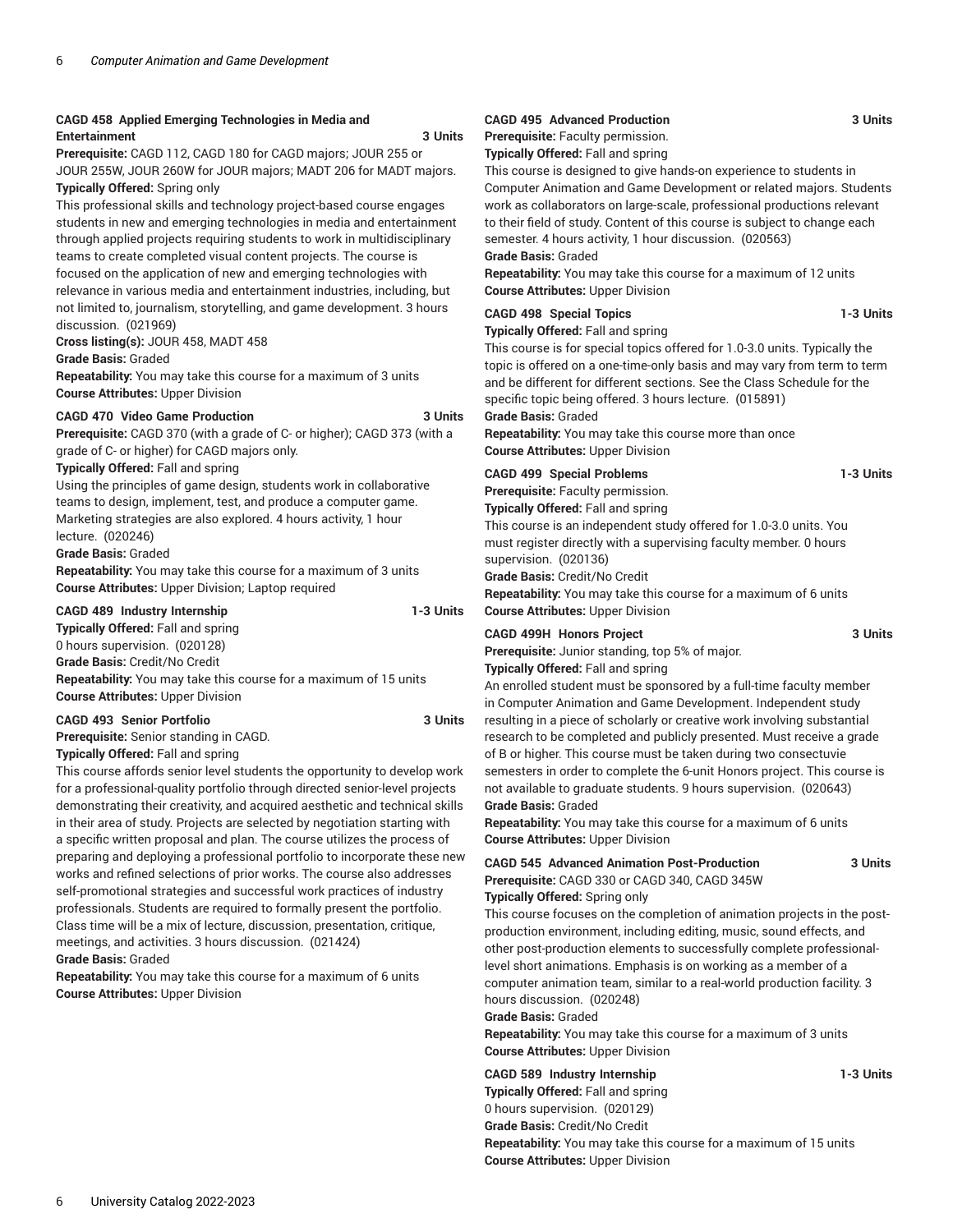**CAGD 458 Applied Emerging Technologies in Media and Entertainment** **3 Units**

**Prerequisite:** CAGD 112, CAGD 180 for CAGD majors; JOUR 255 or JOUR 255W, JOUR 260W for JOUR majors; MADT 206 for MADT majors.

**Typically Offered:** Spring only

This professional skills and technology project-based course engages students in new and emerging technologies in media and entertainment through applied projects requiring students to work in multidisciplinary teams to create completed visual content projects. The course is focused on the application of new and emerging technologies with relevance in various media and entertainment industries, including, but not limited to, journalism, storytelling, and game development. 3 hours discussion. (021969)

**Cross listing(s):** JOUR 458, MADT 458

**Grade Basis:** Graded

**Repeatability:** You may take this course for a maximum of 3 units

**Course Attributes:** Upper Division

**CAGD 470 Video Game Production** **3 Units**

**Prerequisite:** CAGD 370 (with a grade of C- or higher); CAGD 373 (with a grade of C- or higher) for CAGD majors only.

**Typically Offered:** Fall and spring

Using the principles of game design, students work in collaborative teams to design, implement, test, and produce a computer game. Marketing strategies are also explored. 4 hours activity, 1 hour lecture. (020246)

**Grade Basis:** Graded

**Repeatability:** You may take this course for a maximum of 3 units

**Course Attributes:** Upper Division; Laptop required

**CAGD 489 Industry Internship** **1-3 Units**

**Typically Offered:** Fall and spring

0 hours supervision. (020128)

**Grade Basis:** Credit/No Credit

**Repeatability:** You may take this course for a maximum of 15 units

**Course Attributes:** Upper Division

**CAGD 493 Senior Portfolio** **3 Units**

**Prerequisite:** Senior standing in CAGD.

**Typically Offered:** Fall and spring

This course affords senior level students the opportunity to develop work for a professional-quality portfolio through directed senior-level projects demonstrating their creativity, and acquired aesthetic and technical skills in their area of study. Projects are selected by negotiation starting with a specific written proposal and plan. The course utilizes the process of preparing and deploying a professional portfolio to incorporate these new works and refined selections of prior works. The course also addresses self-promotional strategies and successful work practices of industry professionals. Students are required to formally present the portfolio. Class time will be a mix of lecture, discussion, presentation, critique, meetings, and activities. 3 hours discussion. (021424)

**Grade Basis:** Graded

**Repeatability:** You may take this course for a maximum of 6 units

**Course Attributes:** Upper Division

**CAGD 495 Advanced Production** **3 Units**

**Prerequisite:** Faculty permission.

**Typically Offered:** Fall and spring

This course is designed to give hands-on experience to students in Computer Animation and Game Development or related majors. Students work as collaborators on large-scale, professional productions relevant to their field of study. Content of this course is subject to change each semester. 4 hours activity, 1 hour discussion. (020563)

**Grade Basis:** Graded

**Repeatability:** You may take this course for a maximum of 12 units

**Course Attributes:** Upper Division

**CAGD 498 Special Topics** **1-3 Units**

**Typically Offered:** Fall and spring

This course is for special topics offered for 1.0-3.0 units. Typically the topic is offered on a one-time-only basis and may vary from term to term and be different for different sections. See the Class Schedule for the specific topic being offered. 3 hours lecture. (015891)

**Grade Basis:** Graded

**Repeatability:** You may take this course more than once

**Course Attributes:** Upper Division

**CAGD 499 Special Problems** **1-3 Units**

**Prerequisite:** Faculty permission.

**Typically Offered:** Fall and spring

This course is an independent study offered for 1.0-3.0 units. You must register directly with a supervising faculty member. 0 hours supervision. (020136)

**Grade Basis:** Credit/No Credit

**Repeatability:** You may take this course for a maximum of 6 units

**Course Attributes:** Upper Division

**CAGD 499H Honors Project** **3 Units**

**Prerequisite:** Junior standing, top 5% of major.

**Typically Offered:** Fall and spring

An enrolled student must be sponsored by a full-time faculty member in Computer Animation and Game Development. Independent study resulting in a piece of scholarly or creative work involving substantial research to be completed and publicly presented. Must receive a grade of B or higher. This course must be taken during two consectuvie semesters in order to complete the 6-unit Honors project. This course is not available to graduate students. 9 hours supervision. (020643)

**Grade Basis:** Graded

**Repeatability:** You may take this course for a maximum of 6 units

**Course Attributes:** Upper Division

**CAGD 545 Advanced Animation Post-Production** **3 Units**

**Prerequisite:** CAGD 330 or CAGD 340, CAGD 345W

**Typically Offered:** Spring only

This course focuses on the completion of animation projects in the post-production environment, including editing, music, sound effects, and other post-production elements to successfully complete professional-level short animations. Emphasis is on working as a member of a computer animation team, similar to a real-world production facility. 3 hours discussion. (020248)

**Grade Basis:** Graded

**Repeatability:** You may take this course for a maximum of 3 units

**Course Attributes:** Upper Division

**CAGD 589 Industry Internship** **1-3 Units**

**Typically Offered:** Fall and spring

0 hours supervision. (020129)

**Grade Basis:** Credit/No Credit

**Repeatability:** You may take this course for a maximum of 15 units

**Course Attributes:** Upper Division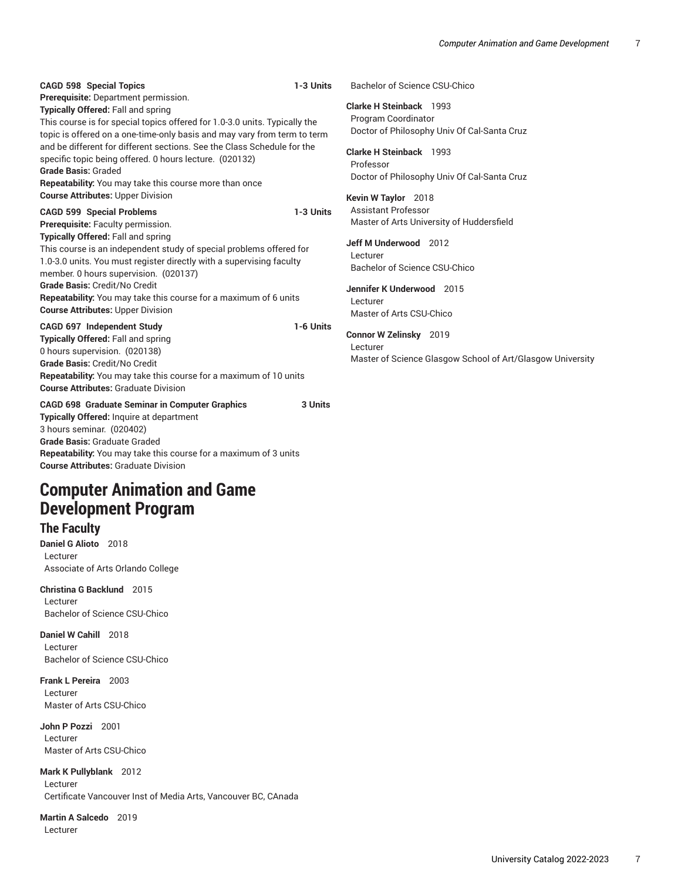**CAGD 598 Special Topics** **1-3 Units**
**Prerequisite:** Department permission.
**Typically Offered:** Fall and spring
This course is for special topics offered for 1.0-3.0 units. Typically the topic is offered on a one-time-only basis and may vary from term to term and be different for different sections. See the Class Schedule for the specific topic being offered. 0 hours lecture. (020132)
**Grade Basis:** Graded
**Repeatability:** You may take this course more than once
**Course Attributes:** Upper Division

**CAGD 599 Special Problems** **1-3 Units**
**Prerequisite:** Faculty permission.
**Typically Offered:** Fall and spring
This course is an independent study of special problems offered for 1.0-3.0 units. You must register directly with a supervising faculty member. 0 hours supervision. (020137)
**Grade Basis:** Credit/No Credit
**Repeatability:** You may take this course for a maximum of 6 units
**Course Attributes:** Upper Division

**CAGD 697 Independent Study** **1-6 Units**
**Typically Offered:** Fall and spring
0 hours supervision. (020138)
**Grade Basis:** Credit/No Credit
**Repeatability:** You may take this course for a maximum of 10 units
**Course Attributes:** Graduate Division

**CAGD 698 Graduate Seminar in Computer Graphics** **3 Units**
**Typically Offered:** Inquire at department
3 hours seminar. (020402)
**Grade Basis:** Graduate Graded
**Repeatability:** You may take this course for a maximum of 3 units
**Course Attributes:** Graduate Division

# Computer Animation and Game Development Program

## The Faculty

**Daniel G Alioto** 2018
Lecturer
Associate of Arts Orlando College

**Christina G Backlund** 2015
Lecturer
Bachelor of Science CSU-Chico

**Daniel W Cahill** 2018
Lecturer
Bachelor of Science CSU-Chico

**Frank L Pereira** 2003
Lecturer
Master of Arts CSU-Chico

**John P Pozzi** 2001
Lecturer
Master of Arts CSU-Chico

**Mark K Pullyblank** 2012
Lecturer
Certificate Vancouver Inst of Media Arts, Vancouver BC, CAnada

**Martin A Salcedo** 2019
Lecturer
Bachelor of Science CSU-Chico

**Clarke H Steinback** 1993
Program Coordinator
Doctor of Philosophy Univ Of Cal-Santa Cruz

**Clarke H Steinback** 1993
Professor
Doctor of Philosophy Univ Of Cal-Santa Cruz

**Kevin W Taylor** 2018
Assistant Professor
Master of Arts University of Huddersfield

**Jeff M Underwood** 2012
Lecturer
Bachelor of Science CSU-Chico

**Jennifer K Underwood** 2015
Lecturer
Master of Arts CSU-Chico

**Connor W Zelinsky** 2019
Lecturer
Master of Science Glasgow School of Art/Glasgow University